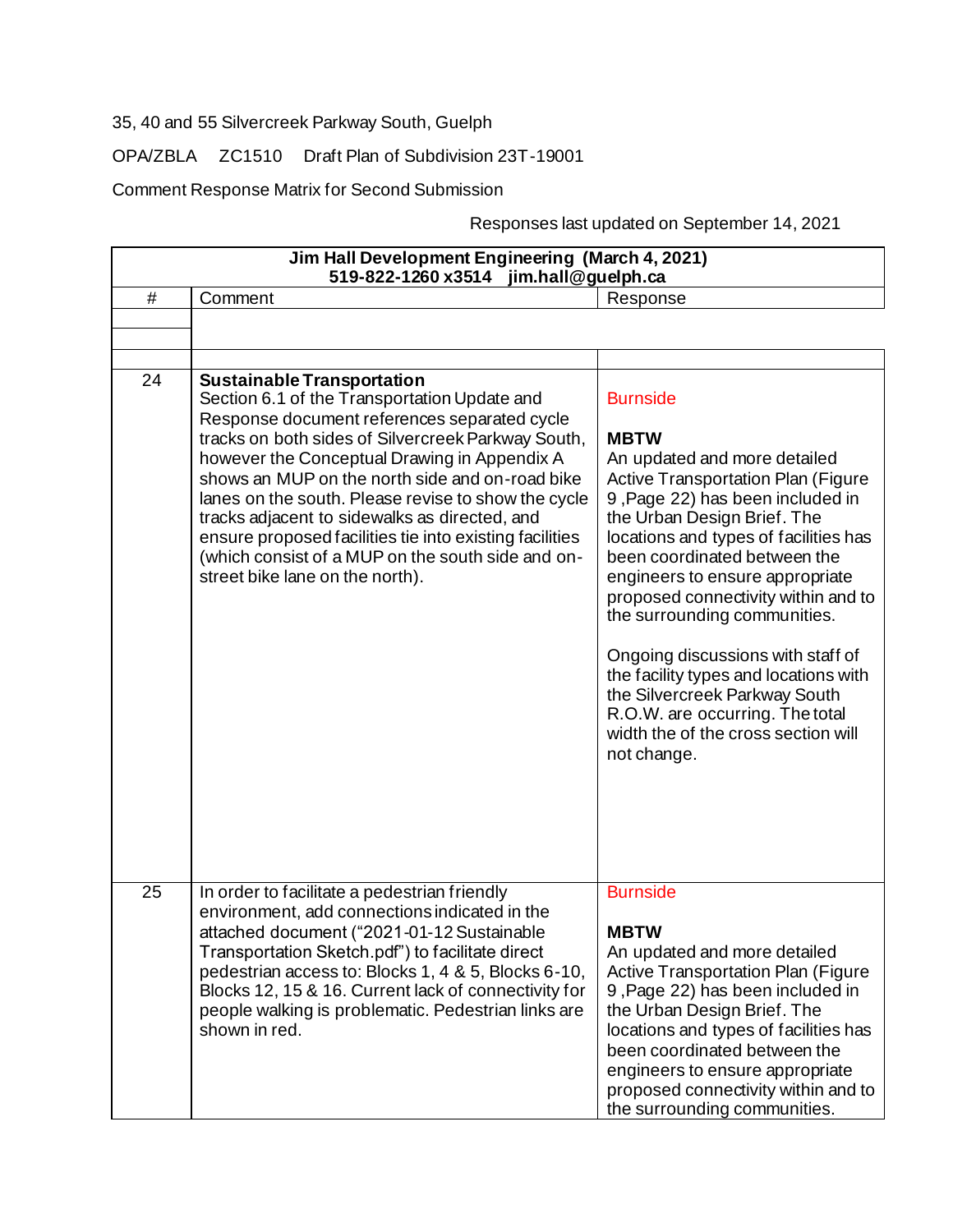35, 40 and 55 Silvercreek Parkway South, Guelph

OPA/ZBLA ZC1510 Draft Plan of Subdivision 23T-19001

Comment Response Matrix for Second Submission

Responses last updated on September 14, 2021

| **Jim Hall Development Engineering (March 4, 2021)**<br>**519-822-1260 x3514 jim.hall@guelph.ca** | | |
|---|---|---|
| # | Comment | Response |
| | | |
| | | |
| | | |
| 24 | **Sustainable Transportation**<br>Section 6.1 of the Transportation Update and Response document references separated cycle tracks on both sides of Silvercreek Parkway South, however the Conceptual Drawing in Appendix A shows an MUP on the north side and on-road bike lanes on the south. Please revise to show the cycle tracks adjacent to sidewalks as directed, and ensure proposed facilities tie into existing facilities (which consist of a MUP on the south side and on-street bike lane on the north). | Burnside<br><br>**MBTW**<br>An updated and more detailed Active Transportation Plan (Figure 9 ,Page 22) has been included in the Urban Design Brief. The locations and types of facilities has been coordinated between the engineers to ensure appropriate proposed connectivity within and to the surrounding communities.<br><br>Ongoing discussions with staff of the facility types and locations with the Silvercreek Parkway South R.O.W. are occurring. The total width the of the cross section will not change. |
| 25 | In order to facilitate a pedestrian friendly environment, add connections indicated in the attached document ("2021-01-12 Sustainable Transportation Sketch.pdf") to facilitate direct pedestrian access to: Blocks 1, 4 & 5, Blocks 6-10, Blocks 12, 15 & 16. Current lack of connectivity for people walking is problematic. Pedestrian links are shown in red. | Burnside<br><br>**MBTW**<br>An updated and more detailed Active Transportation Plan (Figure 9 ,Page 22) has been included in the Urban Design Brief. The locations and types of facilities has been coordinated between the engineers to ensure appropriate proposed connectivity within and to the surrounding communities. |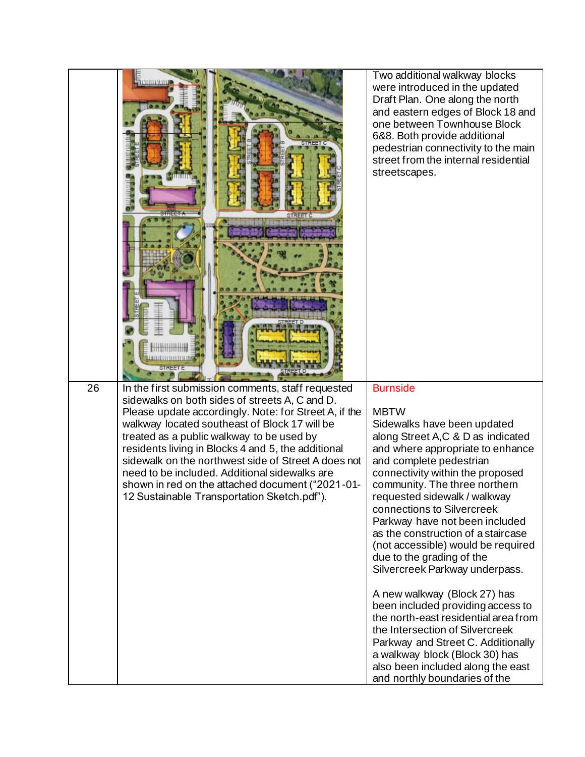| | | |
|---|---|---|
| | | Two additional walkway blocks were introduced in the updated Draft Plan. One along the north and eastern edges of Block 18 and one between Townhouse Block 6&8. Both provide additional pedestrian connectivity to the main street from the internal residential streetscapes. |
| 26 | In the first submission comments, staff requested sidewalks on both sides of streets A, C and D. Please update accordingly. Note: for Street A, if the walkway located southeast of Block 17 will be treated as a public walkway to be used by residents living in Blocks 4 and 5, the additional sidewalk on the northwest side of Street A does not need to be included. Additional sidewalks are shown in red on the attached document ("2021-01-12 Sustainable Transportation Sketch.pdf"). | Burnside<br><br>MBTW<br>Sidewalks have been updated along Street A,C & D as indicated and where appropriate to enhance and complete pedestrian connectivity within the proposed community. The three northern requested sidewalk / walkway connections to Silvercreek Parkway have not been included as the construction of a staircase (not accessible) would be required due to the grading of the Silvercreek Parkway underpass.<br><br>A new walkway (Block 27) has been included providing access to the north-east residential area from the Intersection of Silvercreek Parkway and Street C. Additionally a walkway block (Block 30) has also been included along the east and northly boundaries of the |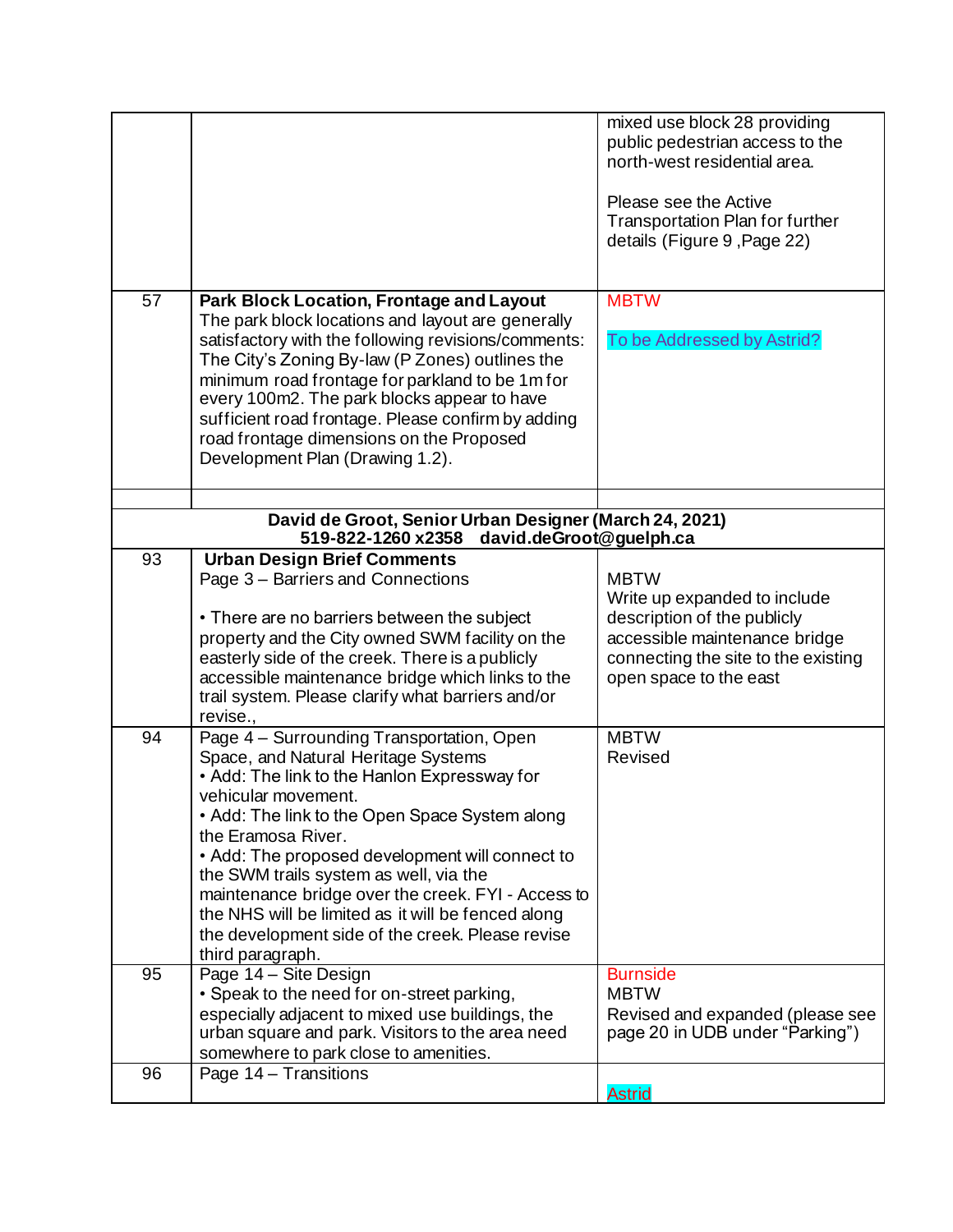|  |  |  |
|---|---|---|
|  |  | mixed use block 28 providing public pedestrian access to the north-west residential area.<br><br>Please see the Active Transportation Plan for further details (Figure 9 ,Page 22) |
| 57 | **Park Block Location, Frontage and Layout**<br>The park block locations and layout are generally satisfactory with the following revisions/comments: The City's Zoning By-law (P Zones) outlines the minimum road frontage for parkland to be 1m for every 100m2. The park blocks appear to have sufficient road frontage. Please confirm by adding road frontage dimensions on the Proposed Development Plan (Drawing 1.2). | MBTW<br><br>To be Addressed by Astrid? |
|  |  |  |
| **David de Groot, Senior Urban Designer (March 24, 2021)**<br>**519-822-1260 x2358 david.deGroot@guelph.ca** |  |  |
| 93 | **Urban Design Brief Comments**<br>Page 3 – Barriers and Connections<br><br>• There are no barriers between the subject property and the City owned SWM facility on the easterly side of the creek. There is a publicly accessible maintenance bridge which links to the trail system. Please clarify what barriers and/or revise., | MBTW<br>Write up expanded to include description of the publicly accessible maintenance bridge connecting the site to the existing open space to the east |
| 94 | Page 4 – Surrounding Transportation, Open Space, and Natural Heritage Systems<br>• Add: The link to the Hanlon Expressway for vehicular movement.<br>• Add: The link to the Open Space System along the Eramosa River.<br>• Add: The proposed development will connect to the SWM trails system as well, via the maintenance bridge over the creek. FYI - Access to the NHS will be limited as it will be fenced along the development side of the creek. Please revise third paragraph. | MBTW<br>Revised |
| 95 | Page 14 – Site Design<br>• Speak to the need for on-street parking, especially adjacent to mixed use buildings, the urban square and park. Visitors to the area need somewhere to park close to amenities. | Burnside<br>MBTW<br>Revised and expanded (please see page 20 in UDB under "Parking") |
| 96 | Page 14 – Transitions | Astrid |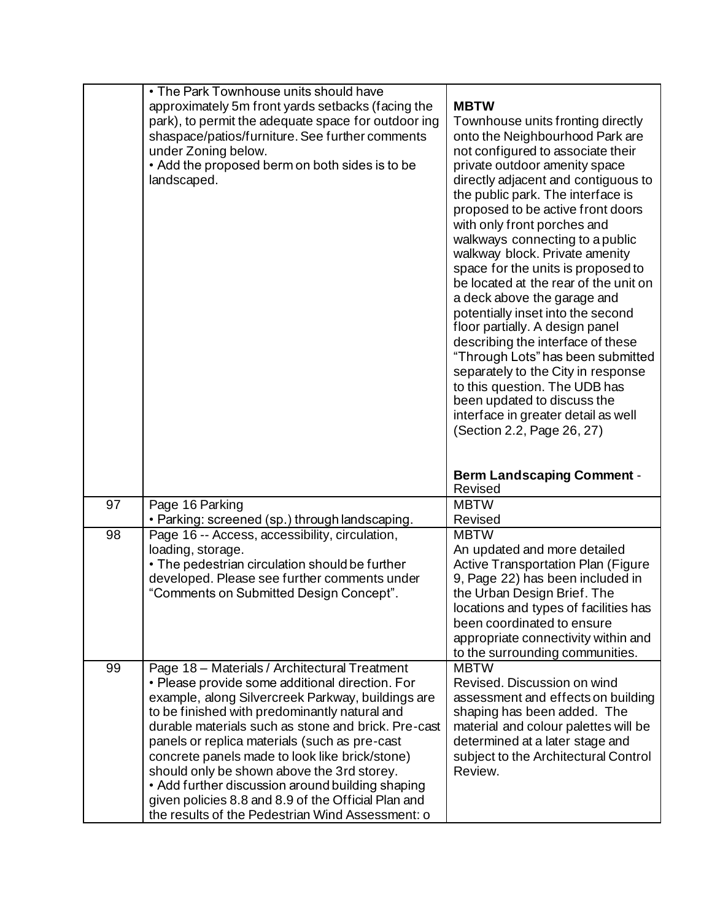| | | |
|---|---|---|
| | • The Park Townhouse units should have approximately 5m front yards setbacks (facing the park), to permit the adequate space for outdoor ing shaspace/patios/furniture. See further comments under Zoning below.<br>• Add the proposed berm on both sides is to be landscaped. | **MBTW**<br>Townhouse units fronting directly onto the Neighbourhood Park are not configured to associate their private outdoor amenity space directly adjacent and contiguous to the public park. The interface is proposed to be active front doors with only front porches and walkways connecting to a public walkway block. Private amenity space for the units is proposed to be located at the rear of the unit on a deck above the garage and potentially inset into the second floor partially. A design panel describing the interface of these "Through Lots" has been submitted separately to the City in response to this question. The UDB has been updated to discuss the interface in greater detail as well (Section 2.2, Page 26, 27)<br><br>**Berm Landscaping Comment** - Revised |
| 97 | Page 16 Parking<br>• Parking: screened (sp.) through landscaping. | MBTW<br>Revised |
| 98 | Page 16 -- Access, accessibility, circulation, loading, storage.<br>• The pedestrian circulation should be further developed. Please see further comments under "Comments on Submitted Design Concept". | MBTW<br>An updated and more detailed Active Transportation Plan (Figure 9, Page 22) has been included in the Urban Design Brief. The locations and types of facilities has been coordinated to ensure appropriate connectivity within and to the surrounding communities. |
| 99 | Page 18 – Materials / Architectural Treatment<br>• Please provide some additional direction. For example, along Silvercreek Parkway, buildings are to be finished with predominantly natural and durable materials such as stone and brick. Pre-cast panels or replica materials (such as pre-cast concrete panels made to look like brick/stone) should only be shown above the 3rd storey.<br>• Add further discussion around building shaping given policies 8.8 and 8.9 of the Official Plan and the results of the Pedestrian Wind Assessment: o | MBTW<br>Revised. Discussion on wind assessment and effects on building shaping has been added. The material and colour palettes will be determined at a later stage and subject to the Architectural Control Review. |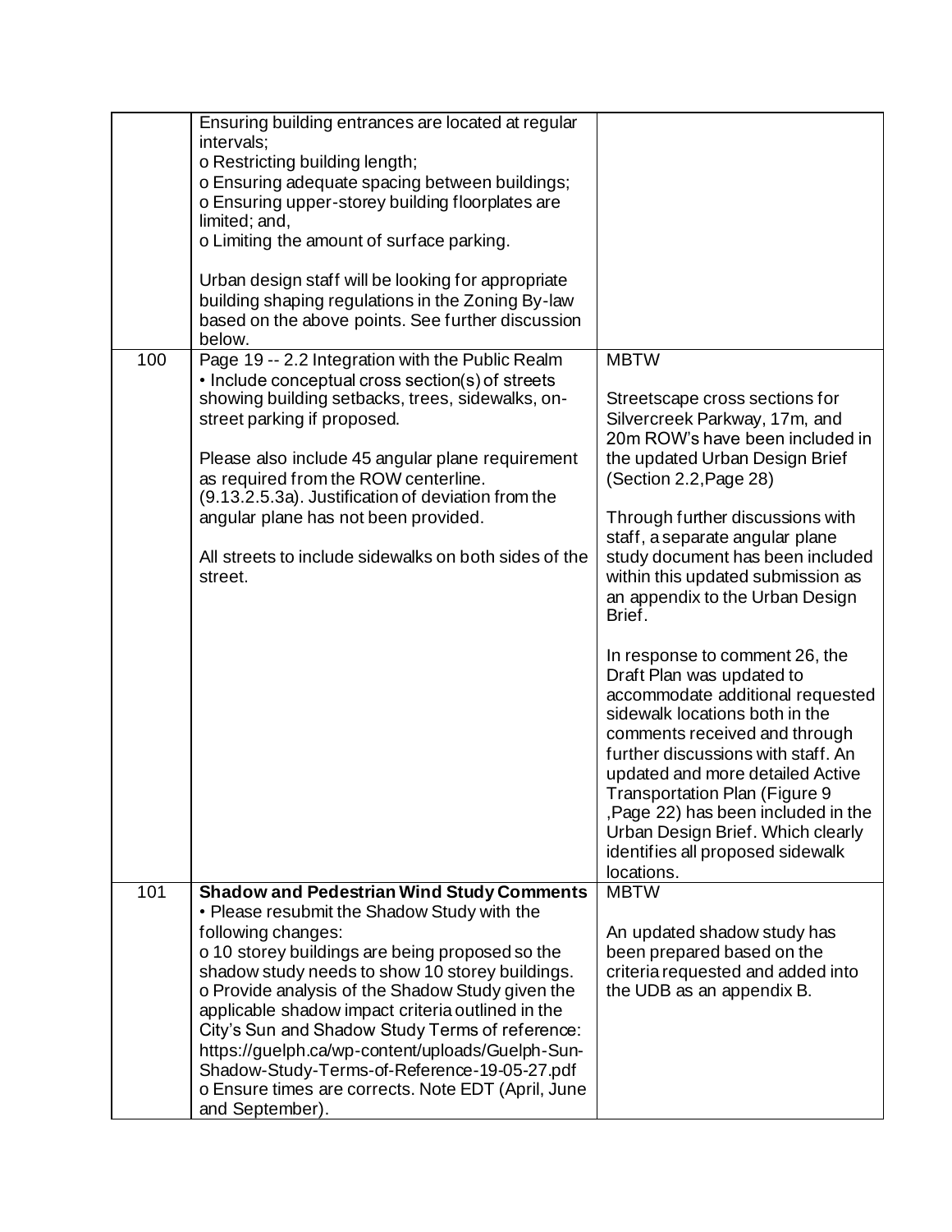| | | |
|---|---|---|
| | Ensuring building entrances are located at regular intervals;<br>o Restricting building length;<br>o Ensuring adequate spacing between buildings;<br>o Ensuring upper-storey building floorplates are limited; and,<br>o Limiting the amount of surface parking.<br><br>Urban design staff will be looking for appropriate building shaping regulations in the Zoning By-law based on the above points. See further discussion below. | |
| 100 | Page 19 -- 2.2 Integration with the Public Realm<br>• Include conceptual cross section(s) of streets showing building setbacks, trees, sidewalks, on-street parking if proposed.<br><br>Please also include 45 angular plane requirement as required from the ROW centerline. (9.13.2.5.3a). Justification of deviation from the angular plane has not been provided.<br><br>All streets to include sidewalks on both sides of the street. | MBTW<br><br>Streetscape cross sections for Silvercreek Parkway, 17m, and 20m ROW's have been included in the updated Urban Design Brief (Section 2.2,Page 28)<br><br>Through further discussions with staff, a separate angular plane study document has been included within this updated submission as an appendix to the Urban Design Brief.<br><br>In response to comment 26, the Draft Plan was updated to accommodate additional requested sidewalk locations both in the comments received and through further discussions with staff. An updated and more detailed Active Transportation Plan (Figure 9 ,Page 22) has been included in the Urban Design Brief. Which clearly identifies all proposed sidewalk locations. |
| 101 | **Shadow and Pedestrian Wind Study Comments**<br>• Please resubmit the Shadow Study with the following changes:<br>o 10 storey buildings are being proposed so the shadow study needs to show 10 storey buildings.<br>o Provide analysis of the Shadow Study given the applicable shadow impact criteria outlined in the City's Sun and Shadow Study Terms of reference: https://guelph.ca/wp-content/uploads/Guelph-Sun-Shadow-Study-Terms-of-Reference-19-05-27.pdf<br>o Ensure times are corrects. Note EDT (April, June and September). | MBTW<br><br>An updated shadow study has been prepared based on the criteria requested and added into the UDB as an appendix B. |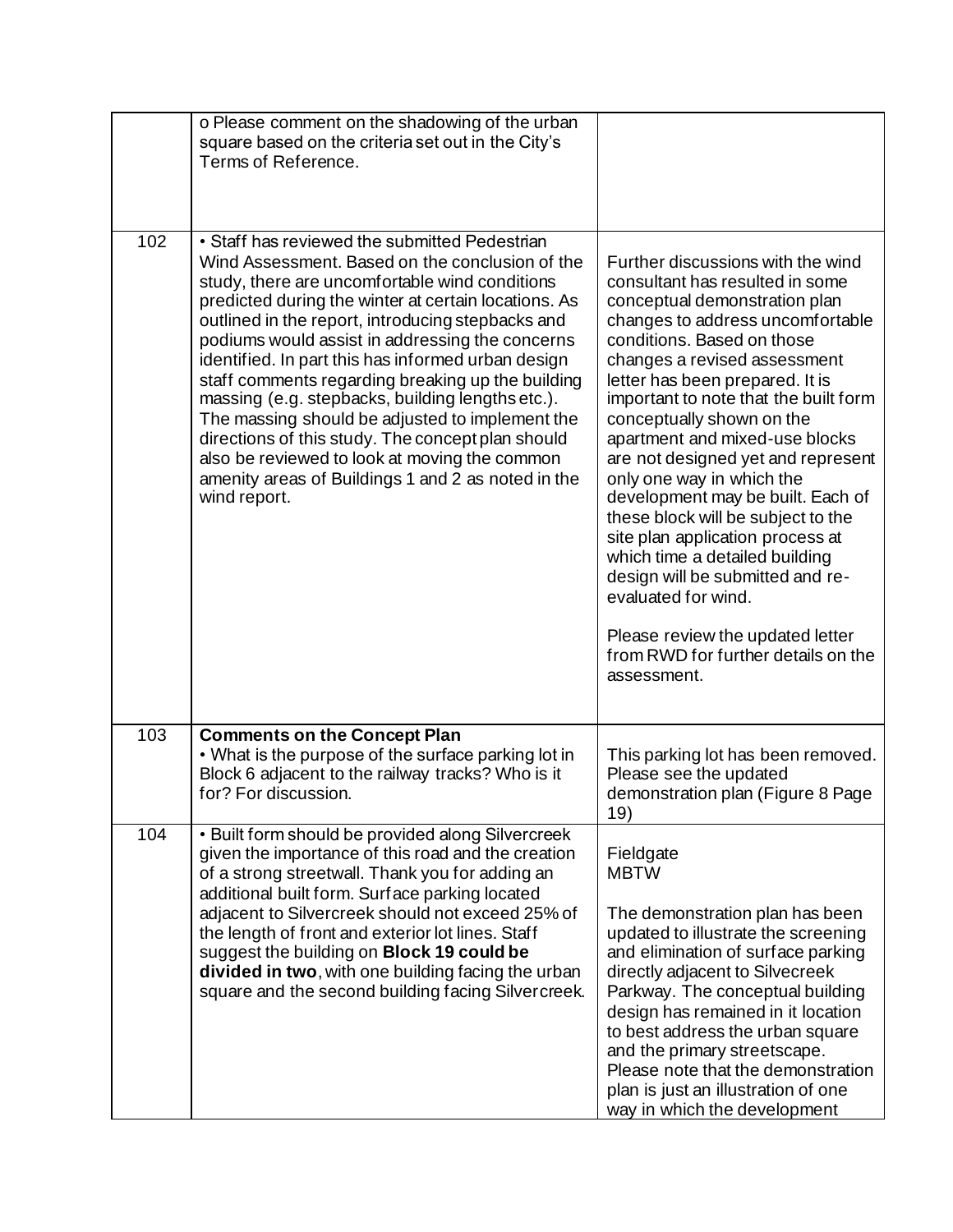| | | |
|---|---|---|
| | o Please comment on the shadowing of the urban square based on the criteria set out in the City's Terms of Reference. | |
| 102 | • Staff has reviewed the submitted Pedestrian Wind Assessment. Based on the conclusion of the study, there are uncomfortable wind conditions predicted during the winter at certain locations. As outlined in the report, introducing stepbacks and podiums would assist in addressing the concerns identified. In part this has informed urban design staff comments regarding breaking up the building massing (e.g. stepbacks, building lengths etc.). The massing should be adjusted to implement the directions of this study. The concept plan should also be reviewed to look at moving the common amenity areas of Buildings 1 and 2 as noted in the wind report. | Further discussions with the wind consultant has resulted in some conceptual demonstration plan changes to address uncomfortable conditions. Based on those changes a revised assessment letter has been prepared. It is important to note that the built form conceptually shown on the apartment and mixed-use blocks are not designed yet and represent only one way in which the development may be built. Each of these block will be subject to the site plan application process at which time a detailed building design will be submitted and re-evaluated for wind.<br><br>Please review the updated letter from RWD for further details on the assessment. |
| 103 | **Comments on the Concept Plan**<br>• What is the purpose of the surface parking lot in Block 6 adjacent to the railway tracks? Who is it for? For discussion. | This parking lot has been removed. Please see the updated demonstration plan (Figure 8 Page 19) |
| 104 | • Built form should be provided along Silvercreek given the importance of this road and the creation of a strong streetwall. Thank you for adding an additional built form. Surface parking located adjacent to Silvercreek should not exceed 25% of the length of front and exterior lot lines. Staff suggest the building on **Block 19 could be divided in two**, with one building facing the urban square and the second building facing Silvercreek. | Fieldgate<br>MBTW<br><br>The demonstration plan has been updated to illustrate the screening and elimination of surface parking directly adjacent to Silvecreek Parkway. The conceptual building design has remained in it location to best address the urban square and the primary streetscape. Please note that the demonstration plan is just an illustration of one way in which the development |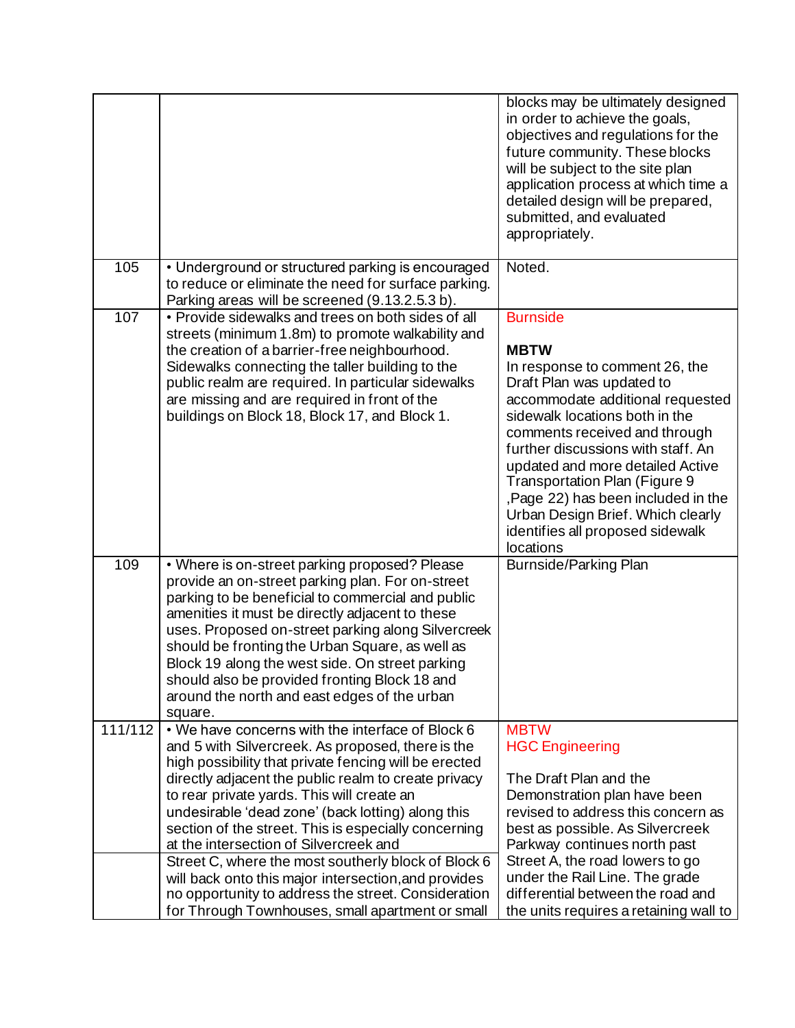| | | |
|---|---|---|
| | | blocks may be ultimately designed in order to achieve the goals, objectives and regulations for the future community. These blocks will be subject to the site plan application process at which time a detailed design will be prepared, submitted, and evaluated appropriately. |
| 105 | • Underground or structured parking is encouraged to reduce or eliminate the need for surface parking. Parking areas will be screened (9.13.2.5.3 b). | Noted. |
| 107 | • Provide sidewalks and trees on both sides of all streets (minimum 1.8m) to promote walkability and the creation of a barrier-free neighbourhood. Sidewalks connecting the taller building to the public realm are required. In particular sidewalks are missing and are required in front of the buildings on Block 18, Block 17, and Block 1. | Burnside<br><br>**MBTW**<br>In response to comment 26, the Draft Plan was updated to accommodate additional requested sidewalk locations both in the comments received and through further discussions with staff. An updated and more detailed Active Transportation Plan (Figure 9 ,Page 22) has been included in the Urban Design Brief. Which clearly identifies all proposed sidewalk locations |
| 109 | • Where is on-street parking proposed? Please provide an on-street parking plan. For on-street parking to be beneficial to commercial and public amenities it must be directly adjacent to these uses. Proposed on-street parking along Silvercreek should be fronting the Urban Square, as well as Block 19 along the west side. On street parking should also be provided fronting Block 18 and around the north and east edges of the urban square. | Burnside/Parking Plan |
| 111/112 | • We have concerns with the interface of Block 6 and 5 with Silvercreek. As proposed, there is the high possibility that private fencing will be erected directly adjacent the public realm to create privacy to rear private yards. This will create an undesirable 'dead zone' (back lotting) along this section of the street. This is especially concerning at the intersection of Silvercreek and Street C, where the most southerly block of Block 6 will back onto this major intersection, and provides no opportunity to address the street. Consideration for Through Townhouses, small apartment or small | MBTW<br>HGC Engineering<br><br>The Draft Plan and the Demonstration plan have been revised to address this concern as best as possible. As Silvercreek Parkway continues north past Street A, the road lowers to go under the Rail Line. The grade differential between the road and the units requires a retaining wall to |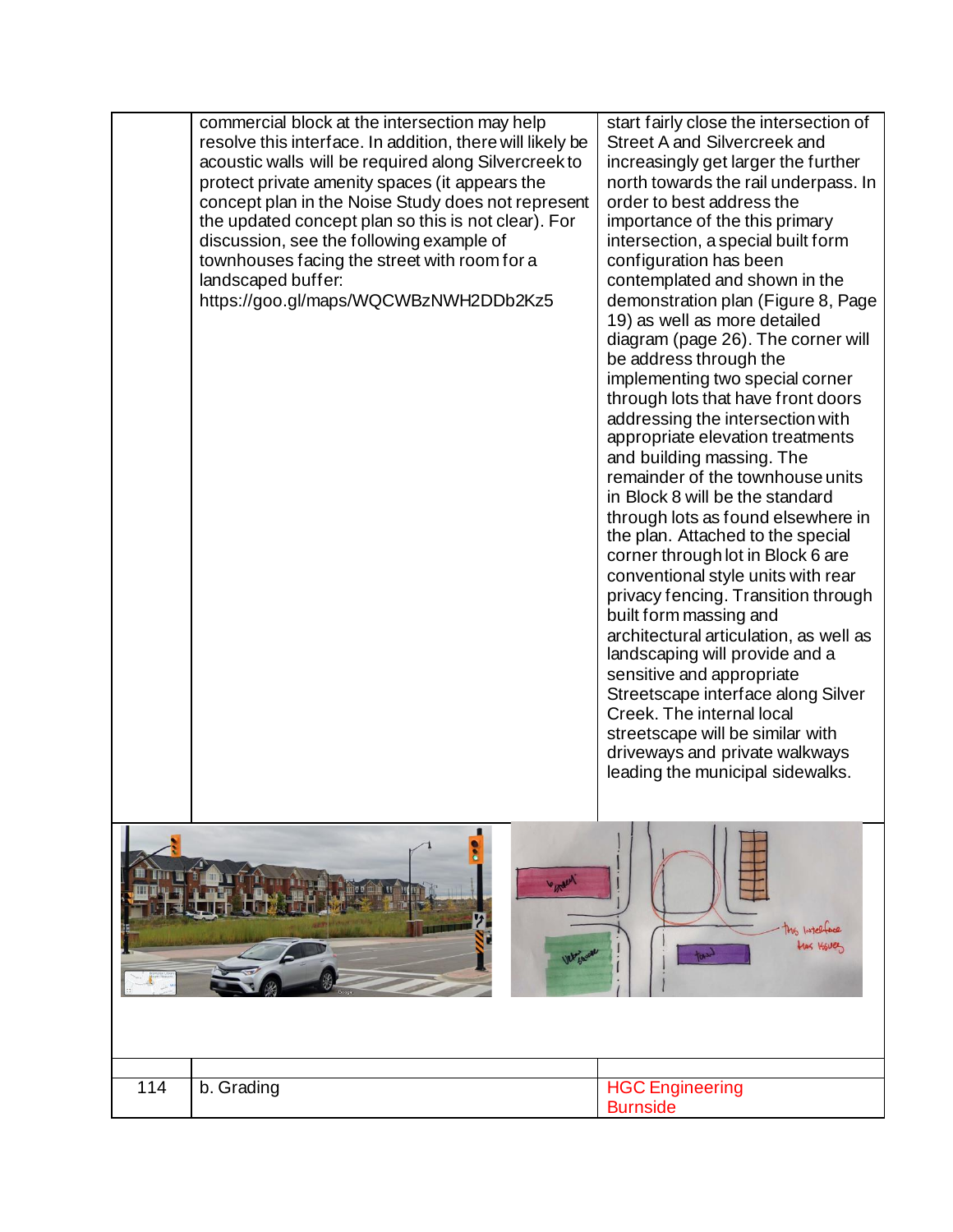| | | |
|---|---|---|
| | commercial block at the intersection may help resolve this interface. In addition, there will likely be acoustic walls will be required along Silvercreek to protect private amenity spaces (it appears the concept plan in the Noise Study does not represent the updated concept plan so this is not clear). For discussion, see the following example of townhouses facing the street with room for a landscaped buffer: https://goo.gl/maps/WQCWBzNWH2DDb2Kz5 | start fairly close the intersection of Street A and Silvercreek and increasingly get larger the further north towards the rail underpass. In order to best address the importance of the this primary intersection, a special built form configuration has been contemplated and shown in the demonstration plan (Figure 8, Page 19) as well as more detailed diagram (page 26). The corner will be address through the implementing two special corner through lots that have front doors addressing the intersection with appropriate elevation treatments and building massing. The remainder of the townhouse units in Block 8 will be the standard through lots as found elsewhere in the plan. Attached to the special corner through lot in Block 6 are conventional style units with rear privacy fencing. Transition through built form massing and architectural articulation, as well as landscaping will provide and a sensitive and appropriate Streetscape interface along Silver Creek. The internal local streetscape will be similar with driveways and private walkways leading the municipal sidewalks. |
| | | |
| 114 | b. Grading | HGC Engineering<br>Burnside |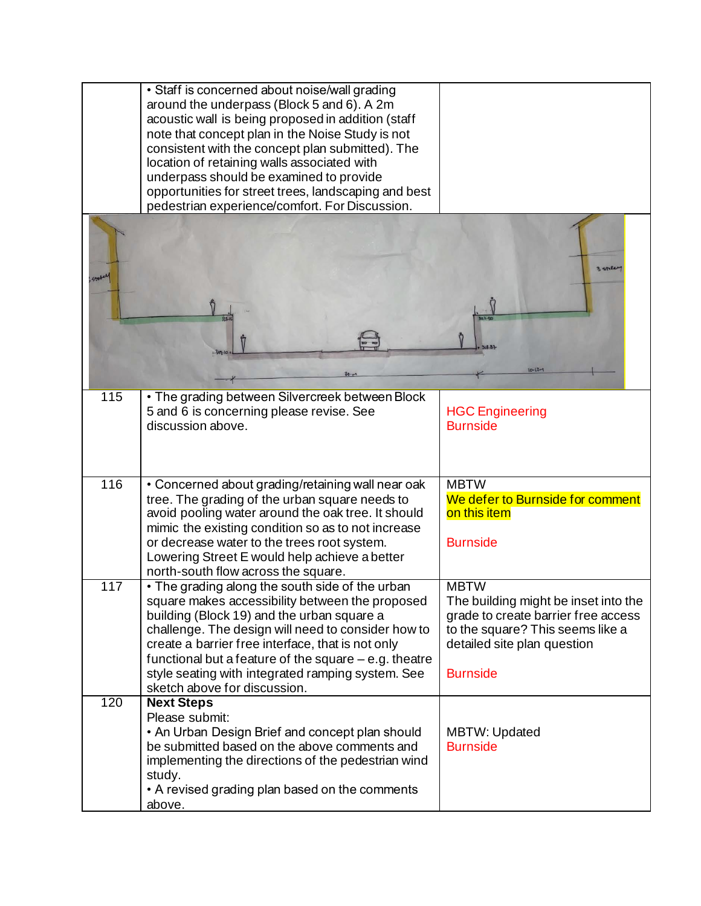| | | |
|---|---|---|
| | • Staff is concerned about noise/wall grading around the underpass (Block 5 and 6). A 2m acoustic wall is being proposed in addition (staff note that concept plan in the Noise Study is not consistent with the concept plan submitted). The location of retaining walls associated with underpass should be examined to provide opportunities for street trees, landscaping and best pedestrian experience/comfort. For Discussion. | |
| 115 | • The grading between Silvercreek between Block 5 and 6 is concerning please revise. See discussion above. | HGC Engineering<br>Burnside |
| 116 | • Concerned about grading/retaining wall near oak tree. The grading of the urban square needs to avoid pooling water around the oak tree. It should mimic the existing condition so as to not increase or decrease water to the trees root system. Lowering Street E would help achieve a better north-south flow across the square. | MBTW<br>We defer to Burnside for comment on this item<br><br>Burnside |
| 117 | • The grading along the south side of the urban square makes accessibility between the proposed building (Block 19) and the urban square a challenge. The design will need to consider how to create a barrier free interface, that is not only functional but a feature of the square – e.g. theatre style seating with integrated ramping system. See sketch above for discussion. | MBTW<br>The building might be inset into the grade to create barrier free access to the square? This seems like a detailed site plan question<br><br>Burnside |
| 120 | **Next Steps**<br>Please submit:<br>• An Urban Design Brief and concept plan should be submitted based on the above comments and implementing the directions of the pedestrian wind study.<br>• A revised grading plan based on the comments above. | MBTW: Updated<br>Burnside |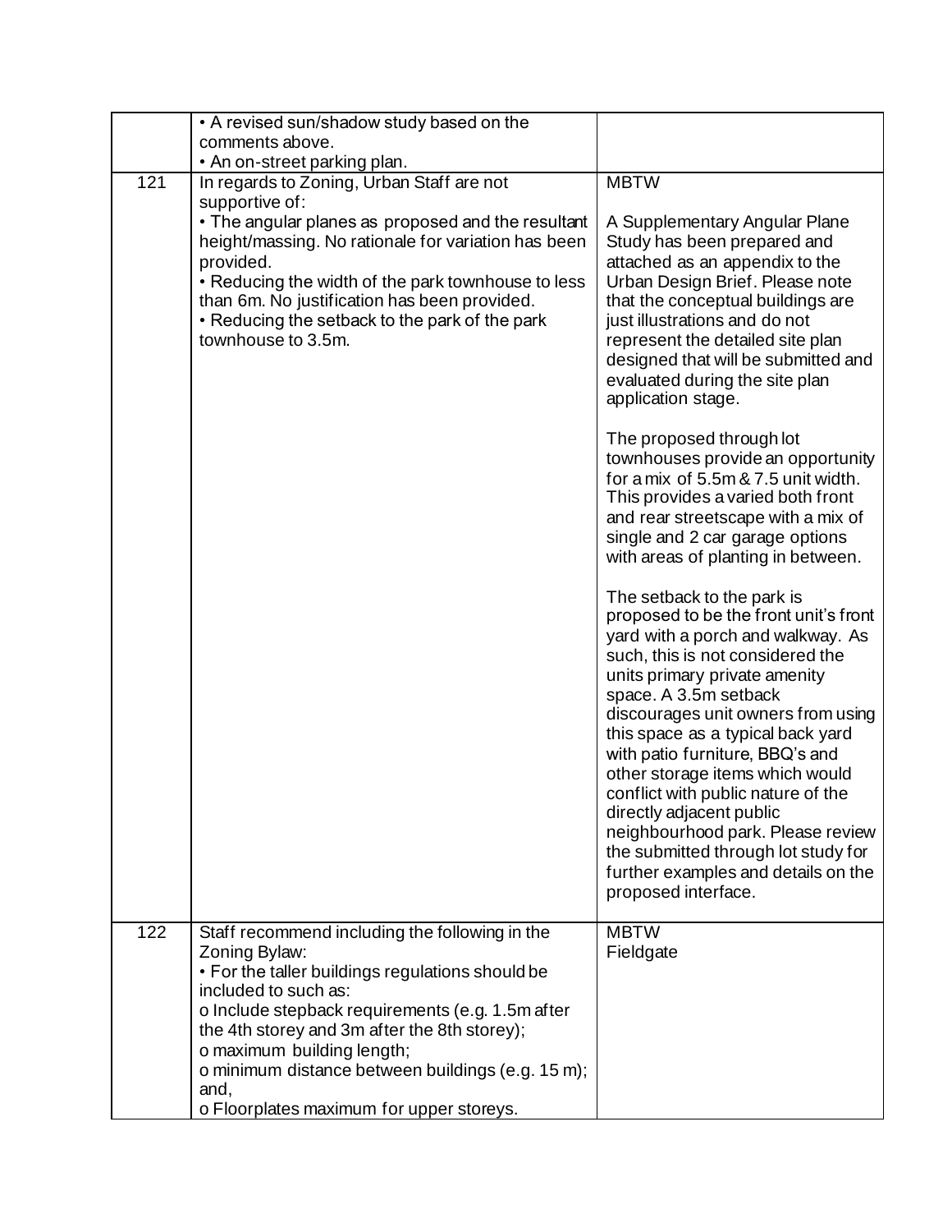| | | |
|---|---|---|
| | • A revised sun/shadow study based on the comments above.<br>• An on-street parking plan. | |
| 121 | In regards to Zoning, Urban Staff are not supportive of:<br>• The angular planes as proposed and the resultant height/massing. No rationale for variation has been provided.<br>• Reducing the width of the park townhouse to less than 6m. No justification has been provided.<br>• Reducing the setback to the park of the park townhouse to 3.5m. | MBTW<br><br>A Supplementary Angular Plane Study has been prepared and attached as an appendix to the Urban Design Brief. Please note that the conceptual buildings are just illustrations and do not represent the detailed site plan designed that will be submitted and evaluated during the site plan application stage.<br><br>The proposed through lot townhouses provide an opportunity for a mix of 5.5m & 7.5 unit width. This provides a varied both front and rear streetscape with a mix of single and 2 car garage options with areas of planting in between.<br><br>The setback to the park is proposed to be the front unit's front yard with a porch and walkway. As such, this is not considered the units primary private amenity space. A 3.5m setback discourages unit owners from using this space as a typical back yard with patio furniture, BBQ's and other storage items which would conflict with public nature of the directly adjacent public neighbourhood park. Please review the submitted through lot study for further examples and details on the proposed interface. |
| 122 | Staff recommend including the following in the Zoning Bylaw:<br>• For the taller buildings regulations should be included to such as:<br>o Include stepback requirements (e.g. 1.5m after the 4th storey and 3m after the 8th storey);<br>o maximum building length;<br>o minimum distance between buildings (e.g. 15 m); and,<br>o Floorplates maximum for upper storeys. | MBTW<br>Fieldgate |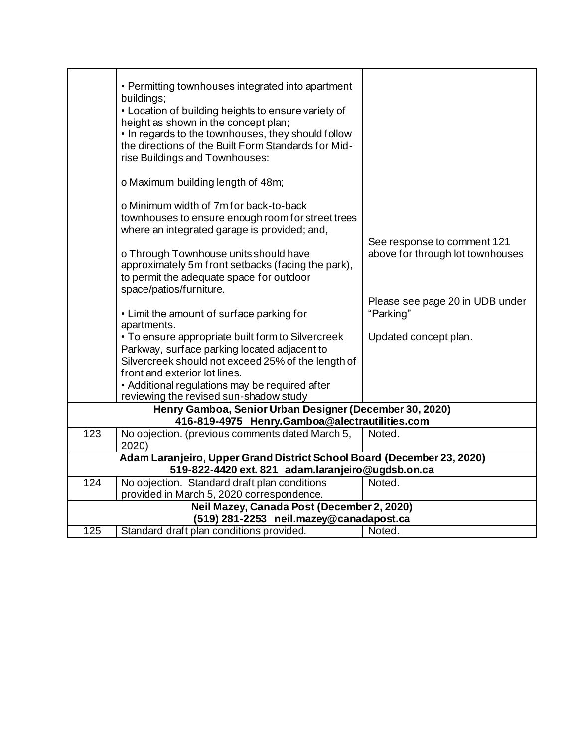| | | |
|---|---|---|
| | • Permitting townhouses integrated into apartment buildings;<br>• Location of building heights to ensure variety of height as shown in the concept plan;<br>• In regards to the townhouses, they should follow the directions of the Built Form Standards for Mid-rise Buildings and Townhouses:<br><br>o Maximum building length of 48m;<br><br>o Minimum width of 7m for back-to-back townhouses to ensure enough room for street trees where an integrated garage is provided; and,<br><br>o Through Townhouse units should have approximately 5m front setbacks (facing the park), to permit the adequate space for outdoor space/patios/furniture.<br><br>• Limit the amount of surface parking for apartments.<br>• To ensure appropriate built form to Silvercreek Parkway, surface parking located adjacent to Silvercreek should not exceed 25% of the length of front and exterior lot lines.<br>• Additional regulations may be required after reviewing the revised sun-shadow study | See response to comment 121 above for through lot townhouses<br><br>Please see page 20 in UDB under "Parking"<br><br>Updated concept plan. |
| **Henry Gamboa, Senior Urban Designer (December 30, 2020)<br>416-819-4975 Henry.Gamboa@alectrautilities.com** | | |
| 123 | No objection. (previous comments dated March 5, 2020) | Noted. |
| **Adam Laranjeiro, Upper Grand District School Board (December 23, 2020)<br>519-822-4420 ext. 821 adam.laranjeiro@ugdsb.on.ca** | | |
| 124 | No objection. Standard draft plan conditions provided in March 5, 2020 correspondence. | Noted. |
| **Neil Mazey, Canada Post (December 2, 2020)<br>(519) 281-2253 neil.mazey@canadapost.ca** | | |
| 125 | Standard draft plan conditions provided. | Noted. |